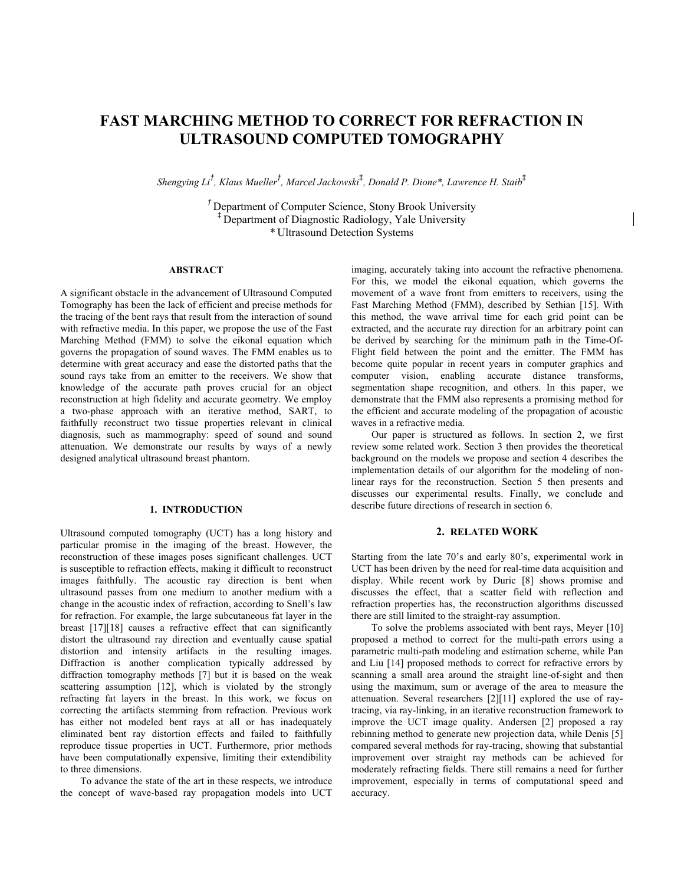# FAST MARCHING METHOD TO CORRECT FOR REFRACTION IN ULTRASOUND COMPUTED TOMOGRAPHY

*Shengying Li[†], Klaus Mueller[†], Marcel Jackowski[‡], Donald P. Dione[*], Lawrence H. Staib[‡]*

[†] Department of Computer Science, Stony Brook University
[‡] Department of Diagnostic Radiology, Yale University
[*] Ultrasound Detection Systems

## ABSTRACT

A significant obstacle in the advancement of Ultrasound Computed Tomography has been the lack of efficient and precise methods for the tracing of the bent rays that result from the interaction of sound with refractive media. In this paper, we propose the use of the Fast Marching Method (FMM) to solve the eikonal equation which governs the propagation of sound waves. The FMM enables us to determine with great accuracy and ease the distorted paths that the sound rays take from an emitter to the receivers. We show that knowledge of the accurate path proves crucial for an object reconstruction at high fidelity and accurate geometry. We employ a two-phase approach with an iterative method, SART, to faithfully reconstruct two tissue properties relevant in clinical diagnosis, such as mammography: speed of sound and sound attenuation. We demonstrate our results by ways of a newly designed analytical ultrasound breast phantom.

## 1. INTRODUCTION

Ultrasound computed tomography (UCT) has a long history and particular promise in the imaging of the breast. However, the reconstruction of these images poses significant challenges. UCT is susceptible to refraction effects, making it difficult to reconstruct images faithfully. The acoustic ray direction is bent when ultrasound passes from one medium to another medium with a change in the acoustic index of refraction, according to Snell's law for refraction. For example, the large subcutaneous fat layer in the breast [17][18] causes a refractive effect that can significantly distort the ultrasound ray direction and eventually cause spatial distortion and intensity artifacts in the resulting images. Diffraction is another complication typically addressed by diffraction tomography methods [7] but it is based on the weak scattering assumption [12], which is violated by the strongly refracting fat layers in the breast. In this work, we focus on correcting the artifacts stemming from refraction. Previous work has either not modeled bent rays at all or has inadequately eliminated bent ray distortion effects and failed to faithfully reproduce tissue properties in UCT. Furthermore, prior methods have been computationally expensive, limiting their extendibility to three dimensions.

To advance the state of the art in these respects, we introduce the concept of wave-based ray propagation models into UCT imaging, accurately taking into account the refractive phenomena. For this, we model the eikonal equation, which governs the movement of a wave front from emitters to receivers, using the Fast Marching Method (FMM), described by Sethian [15]. With this method, the wave arrival time for each grid point can be extracted, and the accurate ray direction for an arbitrary point can be derived by searching for the minimum path in the Time-Of-Flight field between the point and the emitter. The FMM has become quite popular in recent years in computer graphics and computer vision, enabling accurate distance transforms, segmentation shape recognition, and others. In this paper, we demonstrate that the FMM also represents a promising method for the efficient and accurate modeling of the propagation of acoustic waves in a refractive media.

Our paper is structured as follows. In section 2, we first review some related work. Section 3 then provides the theoretical background on the models we propose and section 4 describes the implementation details of our algorithm for the modeling of non-linear rays for the reconstruction. Section 5 then presents and discusses our experimental results. Finally, we conclude and describe future directions of research in section 6.

## 2. RELATED WORK

Starting from the late 70's and early 80's, experimental work in UCT has been driven by the need for real-time data acquisition and display. While recent work by Duric [8] shows promise and discusses the effect, that a scatter field with reflection and refraction properties has, the reconstruction algorithms discussed there are still limited to the straight-ray assumption.

To solve the problems associated with bent rays, Meyer [10] proposed a method to correct for the multi-path errors using a parametric multi-path modeling and estimation scheme, while Pan and Liu [14] proposed methods to correct for refractive errors by scanning a small area around the straight line-of-sight and then using the maximum, sum or average of the area to measure the attenuation. Several researchers [2][11] explored the use of ray-tracing, via ray-linking, in an iterative reconstruction framework to improve the UCT image quality. Andersen [2] proposed a ray rebinning method to generate new projection data, while Denis [5] compared several methods for ray-tracing, showing that substantial improvement over straight ray methods can be achieved for moderately refracting fields. There still remains a need for further improvement, especially in terms of computational speed and accuracy.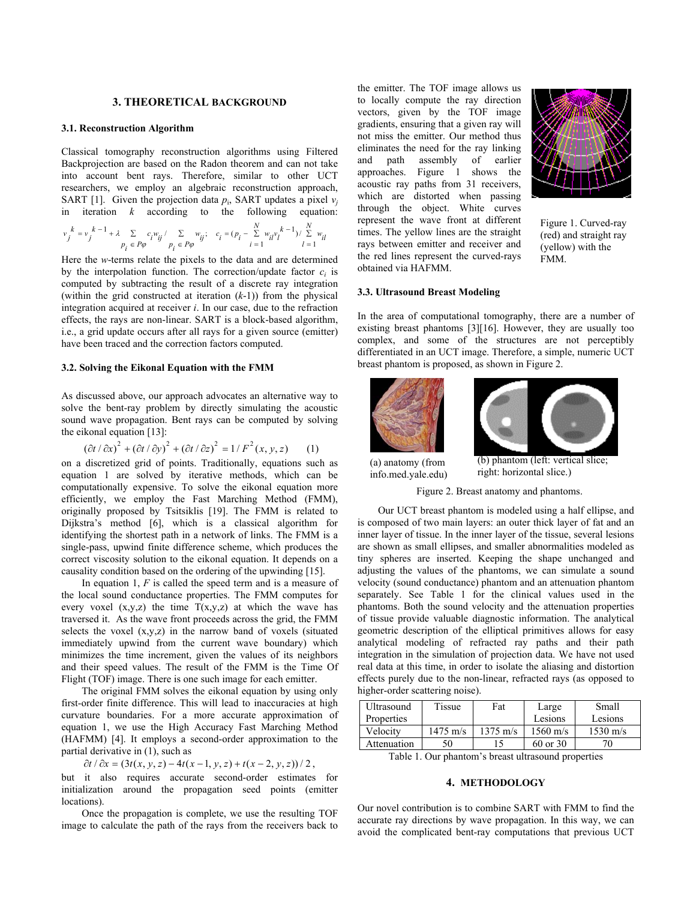## 3. THEORETICAL BACKGROUND

### 3.1. Reconstruction Algorithm

Classical tomography reconstruction algorithms using Filtered Backprojection are based on the Radon theorem and can not take into account bent rays. Therefore, similar to other UCT researchers, we employ an algebraic reconstruction approach, SART [1]. Given the projection data $p_i$, SART updates a pixel $v_j$ in iteration $k$ according to the following equation:

$$v_j^k = v_j^{k-1} + \lambda \sum_{p_i \in P\varphi} c_i w_{ij} / \sum_{p_i \in P\varphi} w_{ij}; \quad c_i = (p_i - \sum_{i=1}^{N} w_{il} v_l^{k-1}) / \sum_{l=1}^{N} w_{il}$$

Here the $w$-terms relate the pixels to the data and are determined by the interpolation function. The correction/update factor $c_i$ is computed by subtracting the result of a discrete ray integration (within the grid constructed at iteration ($k$-1)) from the physical integration acquired at receiver $i$. In our case, due to the refraction effects, the rays are non-linear. SART is a block-based algorithm, i.e., a grid update occurs after all rays for a given source (emitter) have been traced and the correction factors computed.

### 3.2. Solving the Eikonal Equation with the FMM

As discussed above, our approach advocates an alternative way to solve the bent-ray problem by directly simulating the acoustic sound wave propagation. Bent rays can be computed by solving the eikonal equation [13]:

$$(\partial t / \partial x)^2 + (\partial t / \partial y)^2 + (\partial t / \partial z)^2 = 1 / F^2(x, y, z) \qquad (1)$$

on a discretized grid of points. Traditionally, equations such as equation 1 are solved by iterative methods, which can be computationally expensive. To solve the eikonal equation more efficiently, we employ the Fast Marching Method (FMM), originally proposed by Tsitsiklis [19]. The FMM is related to Dijkstra's method [6], which is a classical algorithm for identifying the shortest path in a network of links. The FMM is a single-pass, upwind finite difference scheme, which produces the correct viscosity solution to the eikonal equation. It depends on a causality condition based on the ordering of the upwinding [15].

In equation 1, $F$ is called the speed term and is a measure of the local sound conductance properties. The FMM computes for every voxel (x,y,z) the time T(x,y,z) at which the wave has traversed it. As the wave front proceeds across the grid, the FMM selects the voxel (x,y,z) in the narrow band of voxels (situated immediately upwind from the current wave boundary) which minimizes the time increment, given the values of its neighbors and their speed values. The result of the FMM is the Time Of Flight (TOF) image. There is one such image for each emitter.

The original FMM solves the eikonal equation by using only first-order finite difference. This will lead to inaccuracies at high curvature boundaries. For a more accurate approximation of equation 1, we use the High Accuracy Fast Marching Method (HAFMM) [4]. It employs a second-order approximation to the partial derivative in (1), such as

$$\partial t / \partial x = (3t(x, y, z) - 4t(x-1, y, z) + t(x-2, y, z)) / 2,$$

but it also requires accurate second-order estimates for initialization around the propagation seed points (emitter locations).

Once the propagation is complete, we use the resulting TOF image to calculate the path of the rays from the receivers back to the emitter. The TOF image allows us to locally compute the ray direction vectors, given by the TOF image gradients, ensuring that a given ray will not miss the emitter. Our method thus eliminates the need for the ray linking and path assembly of earlier approaches. Figure 1 shows the acoustic ray paths from 31 receivers, which are distorted when passing through the object. White curves represent the wave front at different times. The yellow lines are the straight rays between emitter and receiver and the red lines represent the curved-rays obtained via HAFMM.

Figure 1. Curved-ray (red) and straight ray (yellow) with the FMM.

### 3.3. Ultrasound Breast Modeling

In the area of computational tomography, there are a number of existing breast phantoms [3][16]. However, they are usually too complex, and some of the structures are not perceptibly differentiated in an UCT image. Therefore, a simple, numeric UCT breast phantom is proposed, as shown in Figure 2.

(a) anatomy (from info.med.yale.edu)

(b) phantom (left: vertical slice; right: horizontal slice.)

Figure 2. Breast anatomy and phantoms.

Our UCT breast phantom is modeled using a half ellipse, and is composed of two main layers: an outer thick layer of fat and an inner layer of tissue. In the inner layer of the tissue, several lesions are shown as small ellipses, and smaller abnormalities modeled as tiny spheres are inserted. Keeping the shape unchanged and adjusting the values of the phantoms, we can simulate a sound velocity (sound conductance) phantom and an attenuation phantom separately. See Table 1 for the clinical values used in the phantoms. Both the sound velocity and the attenuation properties of tissue provide valuable diagnostic information. The analytical geometric description of the elliptical primitives allows for easy analytical modeling of refracted ray paths and their path integration in the simulation of projection data. We have not used real data at this time, in order to isolate the aliasing and distortion effects purely due to the non-linear, refracted rays (as opposed to higher-order scattering noise).

| Ultrasound Properties | Tissue | Fat | Large Lesions | Small Lesions |
|---|---|---|---|---|
| Velocity | 1475 m/s | 1375 m/s | 1560 m/s | 1530 m/s |
| Attenuation | 50 | 15 | 60 or 30 | 70 |

Table 1. Our phantom's breast ultrasound properties

## 4. METHODOLOGY

Our novel contribution is to combine SART with FMM to find the accurate ray directions by wave propagation. In this way, we can avoid the complicated bent-ray computations that previous UCT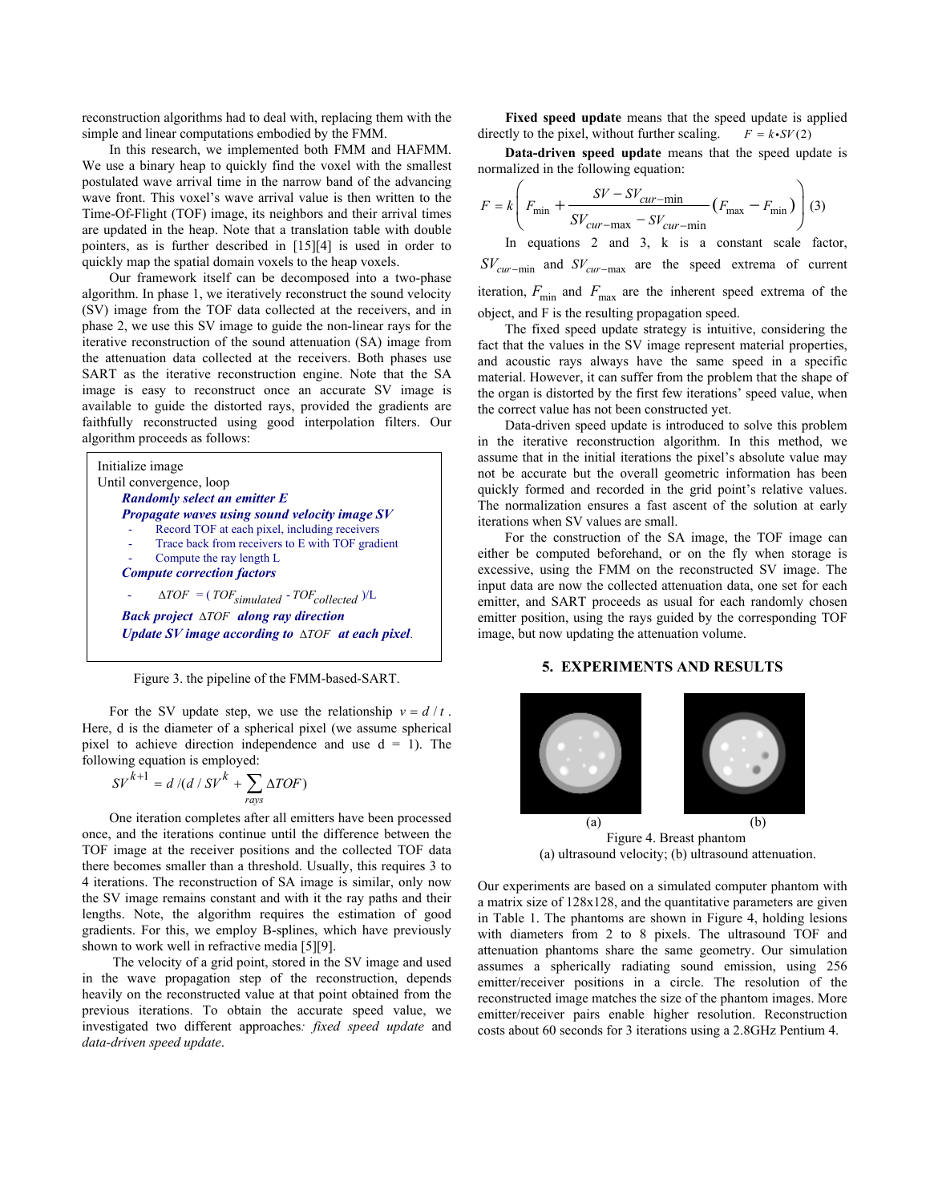reconstruction algorithms had to deal with, replacing them with the simple and linear computations embodied by the FMM.

In this research, we implemented both FMM and HAFMM. We use a binary heap to quickly find the voxel with the smallest postulated wave arrival time in the narrow band of the advancing wave front. This voxel's wave arrival value is then written to the Time-Of-Flight (TOF) image, its neighbors and their arrival times are updated in the heap. Note that a translation table with double pointers, as is further described in [15][4] is used in order to quickly map the spatial domain voxels to the heap voxels.

Our framework itself can be decomposed into a two-phase algorithm. In phase 1, we iteratively reconstruct the sound velocity (SV) image from the TOF data collected at the receivers, and in phase 2, we use this SV image to guide the non-linear rays for the iterative reconstruction of the sound attenuation (SA) image from the attenuation data collected at the receivers. Both phases use SART as the iterative reconstruction engine. Note that the SA image is easy to reconstruct once an accurate SV image is available to guide the distorted rays, provided the gradients are faithfully reconstructed using good interpolation filters. Our algorithm proceeds as follows:

Initialize image
Until convergence, loop

- ***Randomly select an emitter E***
- ***Propagate waves using sound velocity image SV***
  - Record TOF at each pixel, including receivers
  - Trace back from receivers to E with TOF gradient
  - Compute the ray length L
- ***Compute correction factors***
  - $\Delta TOF = (TOF_{simulated} - TOF_{collected})/L$
- ***Back project*** $\Delta TOF$ ***along ray direction***
- ***Update SV image according to*** $\Delta TOF$ ***at each pixel.***

Figure 3. the pipeline of the FMM-based-SART.

For the SV update step, we use the relationship $v = d/t$. Here, d is the diameter of a spherical pixel (we assume spherical pixel to achieve direction independence and use d = 1). The following equation is employed:

$$SV^{k+1} = d / (d / SV^k + \sum_{rays} \Delta TOF)$$

One iteration completes after all emitters have been processed once, and the iterations continue until the difference between the TOF image at the receiver positions and the collected TOF data there becomes smaller than a threshold. Usually, this requires 3 to 4 iterations. The reconstruction of SA image is similar, only now the SV image remains constant and with it the ray paths and their lengths. Note, the algorithm requires the estimation of good gradients. For this, we employ B-splines, which have previously shown to work well in refractive media [5][9].

The velocity of a grid point, stored in the SV image and used in the wave propagation step of the reconstruction, depends heavily on the reconstructed value at that point obtained from the previous iterations. To obtain the accurate speed value, we investigated two different approaches*: fixed speed update* and *data-driven speed update*.

**Fixed speed update** means that the speed update is applied directly to the pixel, without further scaling. $F = k \bullet SV \ (2)$

**Data-driven speed update** means that the speed update is normalized in the following equation:

$$F = k\left(F_{\min} + \frac{SV - SV_{cur-\min}}{SV_{cur-\max} - SV_{cur-\min}}\left(F_{\max} - F_{\min}\right)\right) \quad (3)$$

In equations 2 and 3, k is a constant scale factor, $SV_{cur-\min}$ and $SV_{cur-\max}$ are the speed extrema of current iteration, $F_{\min}$ and $F_{\max}$ are the inherent speed extrema of the object, and F is the resulting propagation speed.

The fixed speed update strategy is intuitive, considering the fact that the values in the SV image represent material properties, and acoustic rays always have the same speed in a specific material. However, it can suffer from the problem that the shape of the organ is distorted by the first few iterations' speed value, when the correct value has not been constructed yet.

Data-driven speed update is introduced to solve this problem in the iterative reconstruction algorithm. In this method, we assume that in the initial iterations the pixel's absolute value may not be accurate but the overall geometric information has been quickly formed and recorded in the grid point's relative values. The normalization ensures a fast ascent of the solution at early iterations when SV values are small.

For the construction of the SA image, the TOF image can either be computed beforehand, or on the fly when storage is excessive, using the FMM on the reconstructed SV image. The input data are now the collected attenuation data, one set for each emitter, and SART proceeds as usual for each randomly chosen emitter position, using the rays guided by the corresponding TOF image, but now updating the attenuation volume.

## 5. EXPERIMENTS AND RESULTS

(a) (b)

Figure 4. Breast phantom
(a) ultrasound velocity; (b) ultrasound attenuation.

Our experiments are based on a simulated computer phantom with a matrix size of 128x128, and the quantitative parameters are given in Table 1. The phantoms are shown in Figure 4, holding lesions with diameters from 2 to 8 pixels. The ultrasound TOF and attenuation phantoms share the same geometry. Our simulation assumes a spherically radiating sound emission, using 256 emitter/receiver positions in a circle. The resolution of the reconstructed image matches the size of the phantom images. More emitter/receiver pairs enable higher resolution. Reconstruction costs about 60 seconds for 3 iterations using a 2.8GHz Pentium 4.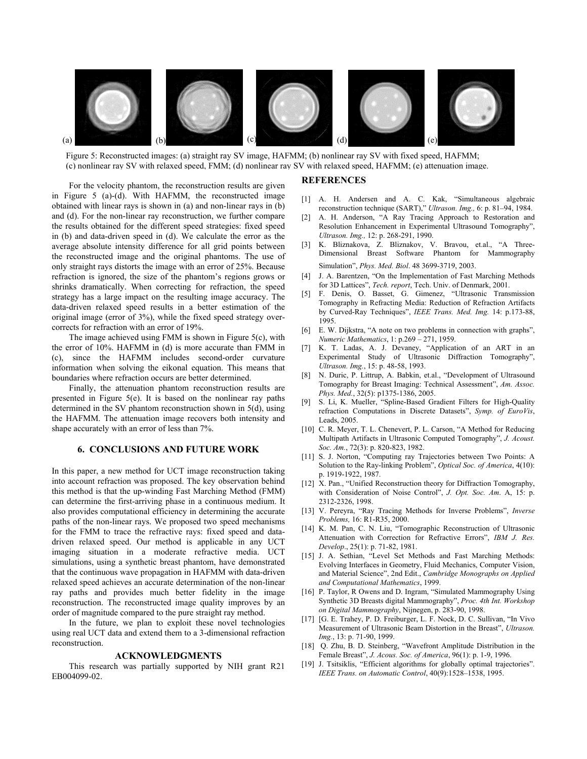(a) (b) (c) (d) (e)

Figure 5: Reconstructed images: (a) straight ray SV image, HAFMM; (b) nonlinear ray SV with fixed speed, HAFMM; (c) nonlinear ray SV with relaxed speed, FMM; (d) nonlinear ray SV with relaxed speed, HAFMM; (e) attenuation image.

For the velocity phantom, the reconstruction results are given in Figure 5 (a)-(d). With HAFMM, the reconstructed image obtained with linear rays is shown in (a) and non-linear rays in (b) and (d). For the non-linear ray reconstruction, we further compare the results obtained for the different speed strategies: fixed speed in (b) and data-driven speed in (d). We calculate the error as the average absolute intensity difference for all grid points between the reconstructed image and the original phantoms. The use of only straight rays distorts the image with an error of 25%. Because refraction is ignored, the size of the phantom's regions grows or shrinks dramatically. When correcting for refraction, the speed strategy has a large impact on the resulting image accuracy. The data-driven relaxed speed results in a better estimation of the original image (error of 3%), while the fixed speed strategy over-corrects for refraction with an error of 19%.

The image achieved using FMM is shown in Figure 5(c), with the error of 10%. HAFMM in (d) is more accurate than FMM in (c), since the HAFMM includes second-order curvature information when solving the eikonal equation. This means that boundaries where refraction occurs are better determined.

Finally, the attenuation phantom reconstruction results are presented in Figure 5(e). It is based on the nonlinear ray paths determined in the SV phantom reconstruction shown in 5(d), using the HAFMM. The attenuation image recovers both intensity and shape accurately with an error of less than 7%.

## 6. CONCLUSIONS AND FUTURE WORK

In this paper, a new method for UCT image reconstruction taking into account refraction was proposed. The key observation behind this method is that the up-winding Fast Marching Method (FMM) can determine the first-arriving phase in a continuous medium. It also provides computational efficiency in determining the accurate paths of the non-linear rays. We proposed two speed mechanisms for the FMM to trace the refractive rays: fixed speed and data-driven relaxed speed. Our method is applicable in any UCT imaging situation in a moderate refractive media. UCT simulations, using a synthetic breast phantom, have demonstrated that the continuous wave propagation in HAFMM with data-driven relaxed speed achieves an accurate determination of the non-linear ray paths and provides much better fidelity in the image reconstruction. The reconstructed image quality improves by an order of magnitude compared to the pure straight ray method.

In the future, we plan to exploit these novel technologies using real UCT data and extend them to a 3-dimensional refraction reconstruction.

## ACKNOWLEDGMENTS

This research was partially supported by NIH grant R21 EB004099-02.

## REFERENCES

[1] A. H. Andersen and A. C. Kak, "Simultaneous algebraic reconstruction technique (SART)," *Ultrason. Img.,* 6: p. 81–94, 1984.

[2] A. H. Anderson, "A Ray Tracing Approach to Restoration and Resolution Enhancement in Experimental Ultrasound Tomography", *Ultrason. Img.,* 12: p. 268-291, 1990.

[3] K. Bliznakova, Z. Bliznakov, V. Bravou, et.al., "A Three-Dimensional Breast Software Phantom for Mammography Simulation", *Phys. Med. Biol*. 48 3699-3719, 2003.

[4] J. A. Barentzen, "On the Implementation of Fast Marching Methods for 3D Lattices", *Tech. report*, Tech. Univ. of Denmark, 2001.

[5] F. Denis, O. Basset, G. Gimenez, "Ultrasonic Transmission Tomography in Refracting Media: Reduction of Refraction Artifacts by Curved-Ray Techniques", *IEEE Trans. Med. Img.* 14: p.173-88, 1995.

[6] E. W. Dijkstra, "A note on two problems in connection with graphs", *Numeric Mathematics*, 1: p.269 – 271, 1959.

[7] K. T. Ladas, A. J. Devaney, "Application of an ART in an Experimental Study of Ultrasonic Diffraction Tomography", *Ultrason. Img.*, 15: p. 48-58, 1993.

[8] N. Duric, P. Littrup, A. Babkin, et.al., "Development of Ultrasound Tomography for Breast Imaging: Technical Assessment", *Am. Assoc. Phys. Med.*, 32(5): p1375-1386, 2005.

[9] S. Li, K. Mueller, "Spline-Based Gradient Filters for High-Quality refraction Computations in Discrete Datasets", *Symp. of EuroVis*, Leads, 2005.

[10] C. R. Meyer, T. L. Chenevert, P. L. Carson, "A Method for Reducing Multipath Artifacts in Ultrasonic Computed Tomography", *J. Acoust. Soc. Am.*, 72(3): p. 820-823, 1982.

[11] S. J. Norton, "Computing ray Trajectories between Two Points: A Solution to the Ray-linking Problem", *Optical Soc. of America*, 4(10): p. 1919-1922, 1987.

[12] X. Pan., "Unified Reconstruction theory for Diffraction Tomography, with Consideration of Noise Control", *J. Opt. Soc. Am*. A, 15: p. 2312-2326, 1998.

[13] V. Pereyra, "Ray Tracing Methods for Inverse Problems", *Inverse Problems,* 16: R1-R35, 2000.

[14] K. M. Pan, C. N. Liu, "Tomographic Reconstruction of Ultrasonic Attenuation with Correction for Refractive Errors", *IBM J. Res. Develop*., 25(1): p. 71-82, 1981.

[15] J. A. Sethian, "Level Set Methods and Fast Marching Methods: Evolving Interfaces in Geometry, Fluid Mechanics, Computer Vision, and Material Science", 2nd Edit., *Cambridge Monographs on Applied and Computational Mathematics*, 1999.

[16] P. Taylor, R Owens and D. Ingram, "Simulated Mammography Using Synthetic 3D Breasts digital Mammography", *Proc. 4th Int. Workshop on Digital Mammography*, Nijnegen, p. 283-90, 1998.

[17] [G. E. Trahey, P. D. Freiburger, L. F. Nock, D. C. Sullivan, "In Vivo Measurement of Ultrasonic Beam Distortion in the Breast", *Ultrason. Img.*, 13: p. 71-90, 1999.

[18] Q. Zhu, B. D. Steinberg, "Wavefront Amplitude Distribution in the Female Breast", *J. Acous. Soc. of America*, 96(1): p. 1-9, 1996.

[19] J. Tsitsiklis, "Efficient algorithms for globally optimal trajectories". *IEEE Trans. on Automatic Control*, 40(9):1528–1538, 1995.